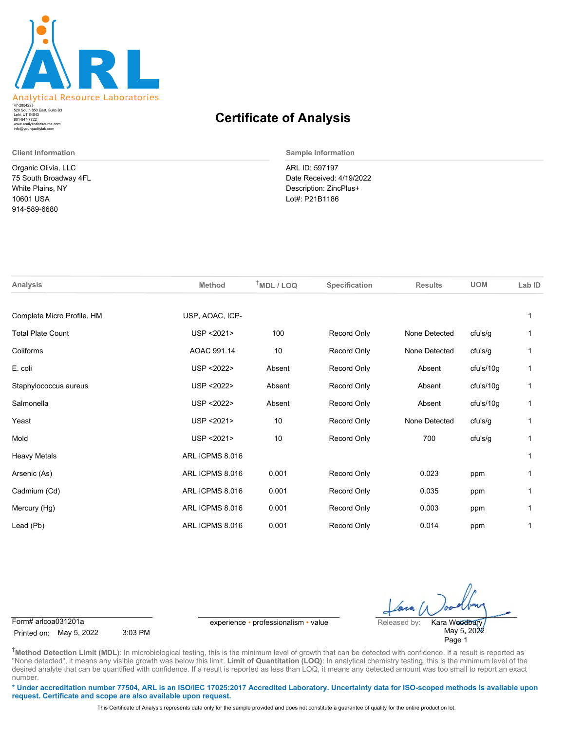**ARL**

Analytical Resource Laboratories

47-2854223
520 South 850 East, Suite B3
Lehi, UT 84043
801-847-7722
www.analyticalresource.com
info@yourqualitylab.com

# Certificate of Analysis

**Client Information**

Organic Olivia, LLC
75 South Broadway 4FL
White Plains, NY
10601 USA
914-589-6680

**Sample Information**

ARL ID: 597197
Date Received: 4/19/2022
Description: ZincPlus+
Lot#: P21B1186

| Analysis | Method | †MDL / LOQ | Specification | Results | UOM | Lab ID |
|---|---|---|---|---|---|---|
| Complete Micro Profile, HM | USP, AOAC, ICP- | | | | | 1 |
| Total Plate Count | USP <2021> | 100 | Record Only | None Detected | cfu's/g | 1 |
| Coliforms | AOAC 991.14 | 10 | Record Only | None Detected | cfu's/g | 1 |
| E. coli | USP <2022> | Absent | Record Only | Absent | cfu's/10g | 1 |
| Staphylococcus aureus | USP <2022> | Absent | Record Only | Absent | cfu's/10g | 1 |
| Salmonella | USP <2022> | Absent | Record Only | Absent | cfu's/10g | 1 |
| Yeast | USP <2021> | 10 | Record Only | None Detected | cfu's/g | 1 |
| Mold | USP <2021> | 10 | Record Only | 700 | cfu's/g | 1 |
| Heavy Metals | ARL ICPMS 8.016 | | | | | 1 |
| Arsenic (As) | ARL ICPMS 8.016 | 0.001 | Record Only | 0.023 | ppm | 1 |
| Cadmium (Cd) | ARL ICPMS 8.016 | 0.001 | Record Only | 0.035 | ppm | 1 |
| Mercury (Hg) | ARL ICPMS 8.016 | 0.001 | Record Only | 0.003 | ppm | 1 |
| Lead (Pb) | ARL ICPMS 8.016 | 0.001 | Record Only | 0.014 | ppm | 1 |

Form# arlcoa031201a
Printed on: May 5, 2022 3:03 PM

experience • professionalism • value

Released by: Kara Woodbury
May 5, 2022

†**Method Detection Limit (MDL)**: In microbiological testing, this is the minimum level of growth that can be detected with confidence. If a result is reported as "None detected", it means any visible growth was below this limit. **Limit of Quantitation (LOQ)**: In analytical chemistry testing, this is the minimum level of the desired analyte that can be quantified with confidence. If a result is reported as less than LOQ, it means any detected amount was too small to report an exact number.

**\* Under accreditation number 77504, ARL is an ISO/IEC 17025:2017 Accredited Laboratory. Uncertainty data for ISO-scoped methods is available upon request. Certificate and scope are also available upon request.**

This Certificate of Analysis represents data only for the sample provided and does not constitute a guarantee of quality for the entire production lot.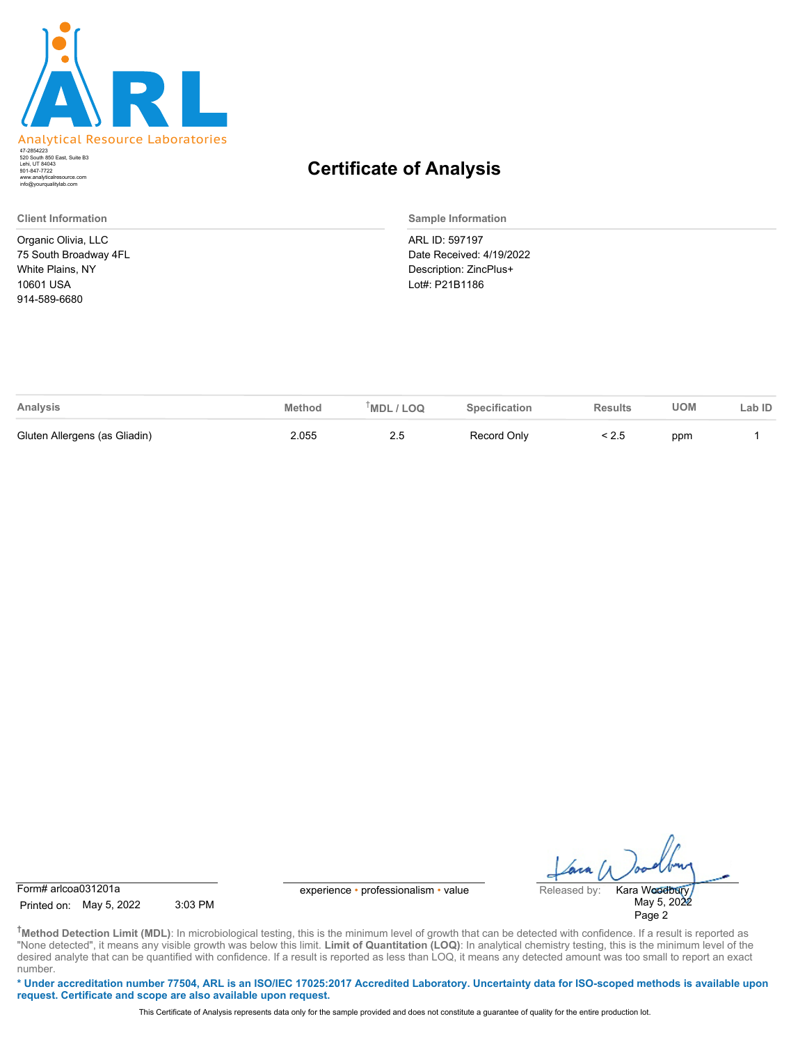ARL

Analytical Resource Laboratories

47-2854223
520 South 850 East, Suite B3
Lehi, UT 84043
801-847-7722
www.analyticalresource.com
info@yourqualitylab.com

# Certificate of Analysis

**Client Information**

Organic Olivia, LLC
75 South Broadway 4FL
White Plains, NY
10601 USA
914-589-6680

**Sample Information**

ARL ID: 597197
Date Received: 4/19/2022
Description: ZincPlus+
Lot#: P21B1186

| Analysis | Method | †MDL / LOQ | Specification | Results | UOM | Lab ID |
| --- | --- | --- | --- | --- | --- | --- |
| Gluten Allergens (as Gliadin) | 2.055 | 2.5 | Record Only | < 2.5 | ppm | 1 |

Form# arlcoa031201a
Printed on: May 5, 2022 3:03 PM

experience • professionalism • value

Released by: Kara Woodbury
May 5, 2022

†**Method Detection Limit (MDL)**: In microbiological testing, this is the minimum level of growth that can be detected with confidence. If a result is reported as "None detected", it means any visible growth was below this limit. **Limit of Quantitation (LOQ)**: In analytical chemistry testing, this is the minimum level of the desired analyte that can be quantified with confidence. If a result is reported as less than LOQ, it means any detected amount was too small to report an exact number.

**\* Under accreditation number 77504, ARL is an ISO/IEC 17025:2017 Accredited Laboratory. Uncertainty data for ISO-scoped methods is available upon request. Certificate and scope are also available upon request.**

This Certificate of Analysis represents data only for the sample provided and does not constitute a guarantee of quality for the entire production lot.